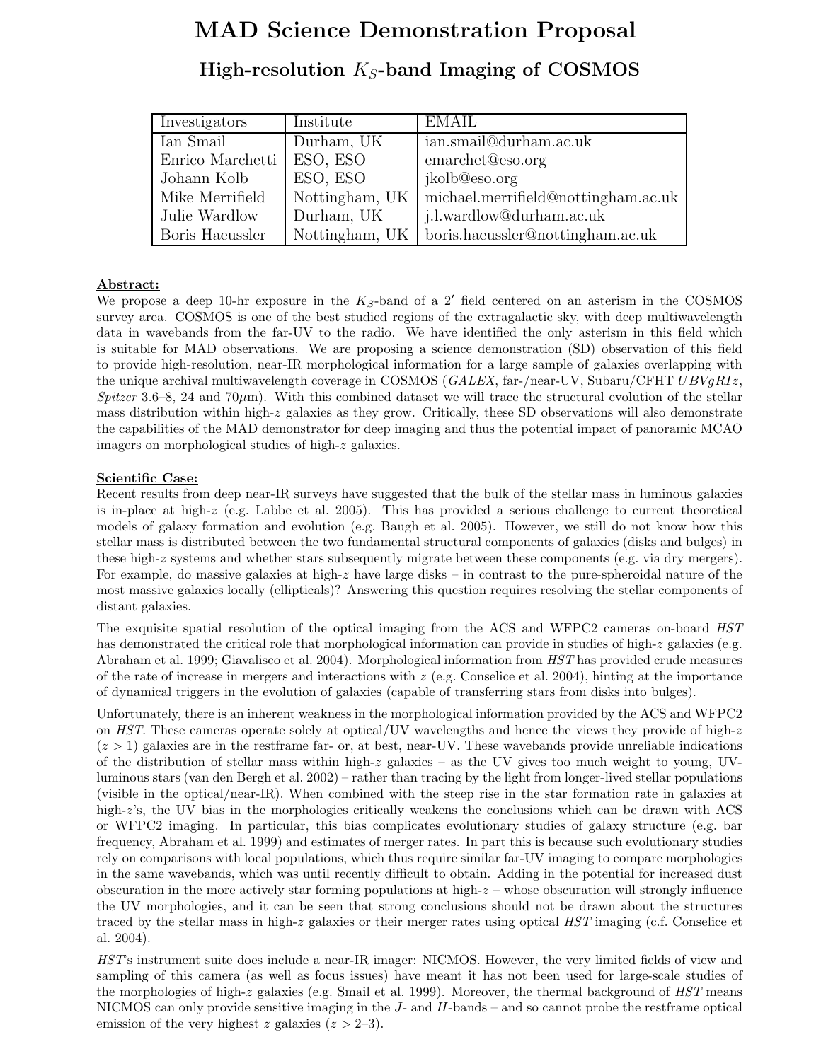# MAD Science Demonstration Proposal

## High-resolution $K_S$-band Imaging of COSMOS

| Investigators | Institute | EMAIL |
|---|---|---|
| Ian Smail | Durham, UK | ian.smail@durham.ac.uk |
| Enrico Marchetti | ESO, ESO | emarchet@eso.org |
| Johann Kolb | ESO, ESO | jkolb@eso.org |
| Mike Merrifield | Nottingham, UK | michael.merrifield@nottingham.ac.uk |
| Julie Wardlow | Durham, UK | j.l.wardlow@durham.ac.uk |
| Boris Haeussler | Nottingham, UK | boris.haeussler@nottingham.ac.uk |

**Abstract:**

We propose a deep 10-hr exposure in the $K_S$-band of a $2'$ field centered on an asterism in the COSMOS survey area. COSMOS is one of the best studied regions of the extragalactic sky, with deep multiwavelength data in wavebands from the far-UV to the radio. We have identified the only asterism in this field which is suitable for MAD observations. We are proposing a science demonstration (SD) observation of this field to provide high-resolution, near-IR morphological information for a large sample of galaxies overlapping with the unique archival multiwavelength coverage in COSMOS (*GALEX*, far-/near-UV, Subaru/CFHT $UBVgRIz$, *Spitzer* 3.6–8, 24 and 70$\mu$m). With this combined dataset we will trace the structural evolution of the stellar mass distribution within high-$z$ galaxies as they grow. Critically, these SD observations will also demonstrate the capabilities of the MAD demonstrator for deep imaging and thus the potential impact of panoramic MCAO imagers on morphological studies of high-$z$ galaxies.

**Scientific Case:**

Recent results from deep near-IR surveys have suggested that the bulk of the stellar mass in luminous galaxies is in-place at high-$z$ (e.g. Labbe et al. 2005). This has provided a serious challenge to current theoretical models of galaxy formation and evolution (e.g. Baugh et al. 2005). However, we still do not know how this stellar mass is distributed between the two fundamental structural components of galaxies (disks and bulges) in these high-$z$ systems and whether stars subsequently migrate between these components (e.g. via dry mergers). For example, do massive galaxies at high-$z$ have large disks – in contrast to the pure-spheroidal nature of the most massive galaxies locally (ellipticals)? Answering this question requires resolving the stellar components of distant galaxies.

The exquisite spatial resolution of the optical imaging from the ACS and WFPC2 cameras on-board *HST* has demonstrated the critical role that morphological information can provide in studies of high-$z$ galaxies (e.g. Abraham et al. 1999; Giavalisco et al. 2004). Morphological information from *HST* has provided crude measures of the rate of increase in mergers and interactions with $z$ (e.g. Conselice et al. 2004), hinting at the importance of dynamical triggers in the evolution of galaxies (capable of transferring stars from disks into bulges).

Unfortunately, there is an inherent weakness in the morphological information provided by the ACS and WFPC2 on *HST*. These cameras operate solely at optical/UV wavelengths and hence the views they provide of high-$z$ ($z > 1$) galaxies are in the restframe far- or, at best, near-UV. These wavebands provide unreliable indications of the distribution of stellar mass within high-$z$ galaxies – as the UV gives too much weight to young, UV-luminous stars (van den Bergh et al. 2002) – rather than tracing by the light from longer-lived stellar populations (visible in the optical/near-IR). When combined with the steep rise in the star formation rate in galaxies at high-$z$'s, the UV bias in the morphologies critically weakens the conclusions which can be drawn with ACS or WFPC2 imaging. In particular, this bias complicates evolutionary studies of galaxy structure (e.g. bar frequency, Abraham et al. 1999) and estimates of merger rates. In part this is because such evolutionary studies rely on comparisons with local populations, which thus require similar far-UV imaging to compare morphologies in the same wavebands, which was until recently difficult to obtain. Adding in the potential for increased dust obscuration in the more actively star forming populations at high-$z$ – whose obscuration will strongly influence the UV morphologies, and it can be seen that strong conclusions should not be drawn about the structures traced by the stellar mass in high-$z$ galaxies or their merger rates using optical *HST* imaging (c.f. Conselice et al. 2004).

*HST*'s instrument suite does include a near-IR imager: NICMOS. However, the very limited fields of view and sampling of this camera (as well as focus issues) have meant it has not been used for large-scale studies of the morphologies of high-$z$ galaxies (e.g. Smail et al. 1999). Moreover, the thermal background of *HST* means NICMOS can only provide sensitive imaging in the $J$- and $H$-bands – and so cannot probe the restframe optical emission of the very highest $z$ galaxies ($z > 2$–3).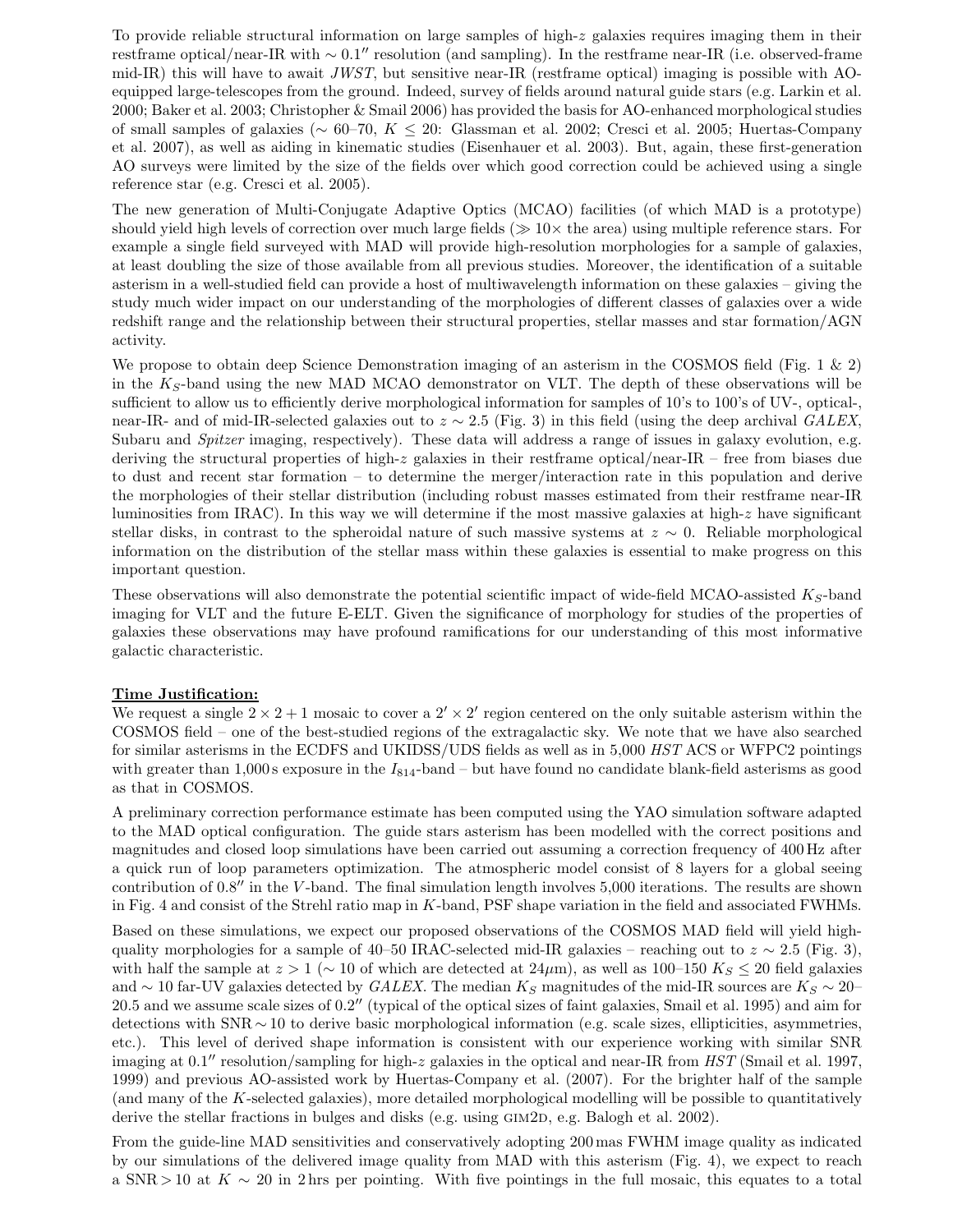To provide reliable structural information on large samples of high-$z$ galaxies requires imaging them in their restframe optical/near-IR with $\sim 0.1''$ resolution (and sampling). In the restframe near-IR (i.e. observed-frame mid-IR) this will have to await *JWST*, but sensitive near-IR (restframe optical) imaging is possible with AO-equipped large-telescopes from the ground. Indeed, survey of fields around natural guide stars (e.g. Larkin et al. 2000; Baker et al. 2003; Christopher & Smail 2006) has provided the basis for AO-enhanced morphological studies of small samples of galaxies ($\sim$ 60–70, $K \leq 20$: Glassman et al. 2002; Cresci et al. 2005; Huertas-Company et al. 2007), as well as aiding in kinematic studies (Eisenhauer et al. 2003). But, again, these first-generation AO surveys were limited by the size of the fields over which good correction could be achieved using a single reference star (e.g. Cresci et al. 2005).

The new generation of Multi-Conjugate Adaptive Optics (MCAO) facilities (of which MAD is a prototype) should yield high levels of correction over much large fields ($\gg 10\times$ the area) using multiple reference stars. For example a single field surveyed with MAD will provide high-resolution morphologies for a sample of galaxies, at least doubling the size of those available from all previous studies. Moreover, the identification of a suitable asterism in a well-studied field can provide a host of multiwavelength information on these galaxies – giving the study much wider impact on our understanding of the morphologies of different classes of galaxies over a wide redshift range and the relationship between their structural properties, stellar masses and star formation/AGN activity.

We propose to obtain deep Science Demonstration imaging of an asterism in the COSMOS field (Fig. 1 & 2) in the $K_S$-band using the new MAD MCAO demonstrator on VLT. The depth of these observations will be sufficient to allow us to efficiently derive morphological information for samples of 10's to 100's of UV-, optical-, near-IR- and of mid-IR-selected galaxies out to $z \sim 2.5$ (Fig. 3) in this field (using the deep archival *GALEX*, Subaru and *Spitzer* imaging, respectively). These data will address a range of issues in galaxy evolution, e.g. deriving the structural properties of high-$z$ galaxies in their restframe optical/near-IR – free from biases due to dust and recent star formation – to determine the merger/interaction rate in this population and derive the morphologies of their stellar distribution (including robust masses estimated from their restframe near-IR luminosities from IRAC). In this way we will determine if the most massive galaxies at high-$z$ have significant stellar disks, in contrast to the spheroidal nature of such massive systems at $z \sim 0$. Reliable morphological information on the distribution of the stellar mass within these galaxies is essential to make progress on this important question.

These observations will also demonstrate the potential scientific impact of wide-field MCAO-assisted $K_S$-band imaging for VLT and the future E-ELT. Given the significance of morphology for studies of the properties of galaxies these observations may have profound ramifications for our understanding of this most informative galactic characteristic.

**Time Justification:**

We request a single $2 \times 2 + 1$ mosaic to cover a $2' \times 2'$ region centered on the only suitable asterism within the COSMOS field – one of the best-studied regions of the extragalactic sky. We note that we have also searched for similar asterisms in the ECDFS and UKIDSS/UDS fields as well as in 5,000 *HST* ACS or WFPC2 pointings with greater than 1,000 s exposure in the $I_{814}$-band – but have found no candidate blank-field asterisms as good as that in COSMOS.

A preliminary correction performance estimate has been computed using the YAO simulation software adapted to the MAD optical configuration. The guide stars asterism has been modelled with the correct positions and magnitudes and closed loop simulations have been carried out assuming a correction frequency of 400 Hz after a quick run of loop parameters optimization. The atmospheric model consist of 8 layers for a global seeing contribution of $0.8''$ in the $V$-band. The final simulation length involves 5,000 iterations. The results are shown in Fig. 4 and consist of the Strehl ratio map in $K$-band, PSF shape variation in the field and associated FWHMs.

Based on these simulations, we expect our proposed observations of the COSMOS MAD field will yield high-quality morphologies for a sample of 40–50 IRAC-selected mid-IR galaxies – reaching out to $z \sim 2.5$ (Fig. 3), with half the sample at $z > 1$ ($\sim 10$ of which are detected at 24$\mu$m), as well as 100–150 $K_S \leq 20$ field galaxies and $\sim 10$ far-UV galaxies detected by *GALEX*. The median $K_S$ magnitudes of the mid-IR sources are $K_S \sim 20$–20.5 and we assume scale sizes of $0.2''$ (typical of the optical sizes of faint galaxies, Smail et al. 1995) and aim for detections with SNR$\sim$10 to derive basic morphological information (e.g. scale sizes, ellipticities, asymmetries, etc.). This level of derived shape information is consistent with our experience working with similar SNR imaging at $0.1''$ resolution/sampling for high-$z$ galaxies in the optical and near-IR from *HST* (Smail et al. 1997, 1999) and previous AO-assisted work by Huertas-Company et al. (2007). For the brighter half of the sample (and many of the $K$-selected galaxies), more detailed morphological modelling will be possible to quantitatively derive the stellar fractions in bulges and disks (e.g. using GIM2D, e.g. Balogh et al. 2002).

From the guide-line MAD sensitivities and conservatively adopting 200 mas FWHM image quality as indicated by our simulations of the delivered image quality from MAD with this asterism (Fig. 4), we expect to reach a SNR$>$10 at $K \sim 20$ in 2 hrs per pointing. With five pointings in the full mosaic, this equates to a total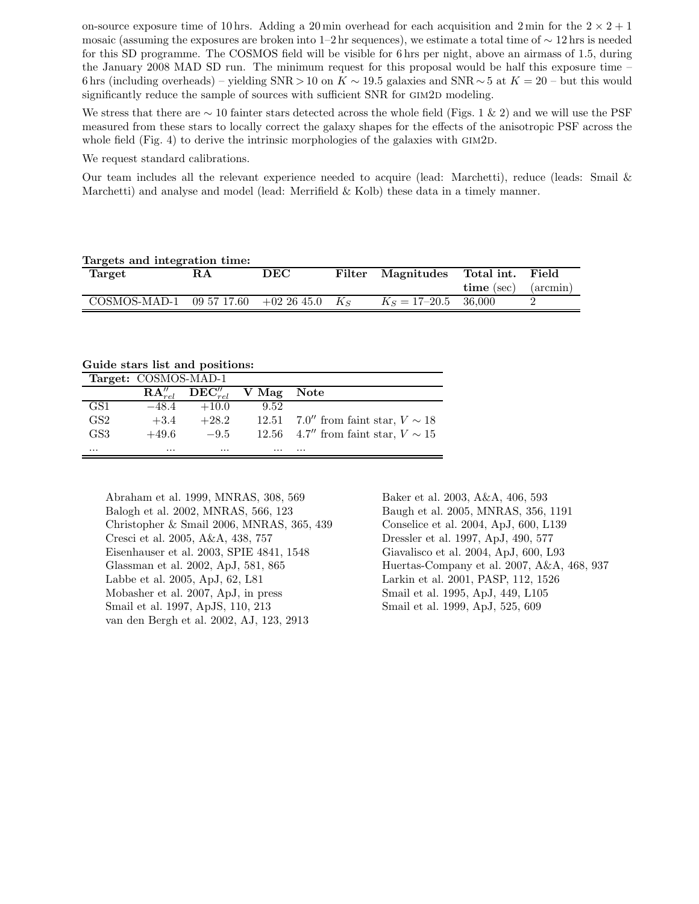on-source exposure time of 10 hrs. Adding a 20 min overhead for each acquisition and 2 min for the $2 \times 2 + 1$ mosaic (assuming the exposures are broken into 1–2 hr sequences), we estimate a total time of $\sim 12$ hrs is needed for this SD programme. The COSMOS field will be visible for 6 hrs per night, above an airmass of 1.5, during the January 2008 MAD SD run. The minimum request for this proposal would be half this exposure time – 6 hrs (including overheads) – yielding SNR $> 10$ on $K \sim 19.5$ galaxies and SNR $\sim 5$ at $K = 20$ – but this would significantly reduce the sample of sources with sufficient SNR for GIM2D modeling.

We stress that there are $\sim 10$ fainter stars detected across the whole field (Figs. 1 & 2) and we will use the PSF measured from these stars to locally correct the galaxy shapes for the effects of the anisotropic PSF across the whole field (Fig. 4) to derive the intrinsic morphologies of the galaxies with GIM2D.

We request standard calibrations.

Our team includes all the relevant experience needed to acquire (lead: Marchetti), reduce (leads: Smail & Marchetti) and analyse and model (lead: Merrifield & Kolb) these data in a timely manner.

**Targets and integration time:**

| Target | RA | DEC | Filter | Magnitudes | Total int. time (sec) | Field (arcmin) |
|---|---|---|---|---|---|---|
| COSMOS-MAD-1 | 09 57 17.60 | +02 26 45.0 | $K_S$ | $K_S = 17$–20.5 | 36,000 | 2 |

**Guide stars list and positions:**

| Target: COSMOS-MAD-1 | | | | |
|---|---|---|---|---|
| | $\mathbf{RA}''_{rel}$ | $\mathbf{DEC}''_{rel}$ | V Mag | Note |
| GS1 | $-48.4$ | $+10.0$ | 9.52 | |
| GS2 | $+3.4$ | $+28.2$ | 12.51 | $7.0''$ from faint star, $V \sim 18$ |
| GS3 | $+49.6$ | $-9.5$ | 12.56 | $4.7''$ from faint star, $V \sim 15$ |
| ... | ... | ... | ... | ... |

Abraham et al. 1999, MNRAS, 308, 569
Balogh et al. 2002, MNRAS, 566, 123
Christopher & Smail 2006, MNRAS, 365, 439
Cresci et al. 2005, A&A, 438, 757
Eisenhauser et al. 2003, SPIE 4841, 1548
Glassman et al. 2002, ApJ, 581, 865
Labbe et al. 2005, ApJ, 62, L81
Mobasher et al. 2007, ApJ, in press
Smail et al. 1997, ApJS, 110, 213
van den Bergh et al. 2002, AJ, 123, 2913
Baker et al. 2003, A&A, 406, 593
Baugh et al. 2005, MNRAS, 356, 1191
Conselice et al. 2004, ApJ, 600, L139
Dressler et al. 1997, ApJ, 490, 577
Giavalisco et al. 2004, ApJ, 600, L93
Huertas-Company et al. 2007, A&A, 468, 937
Larkin et al. 2001, PASP, 112, 1526
Smail et al. 1995, ApJ, 449, L105
Smail et al. 1999, ApJ, 525, 609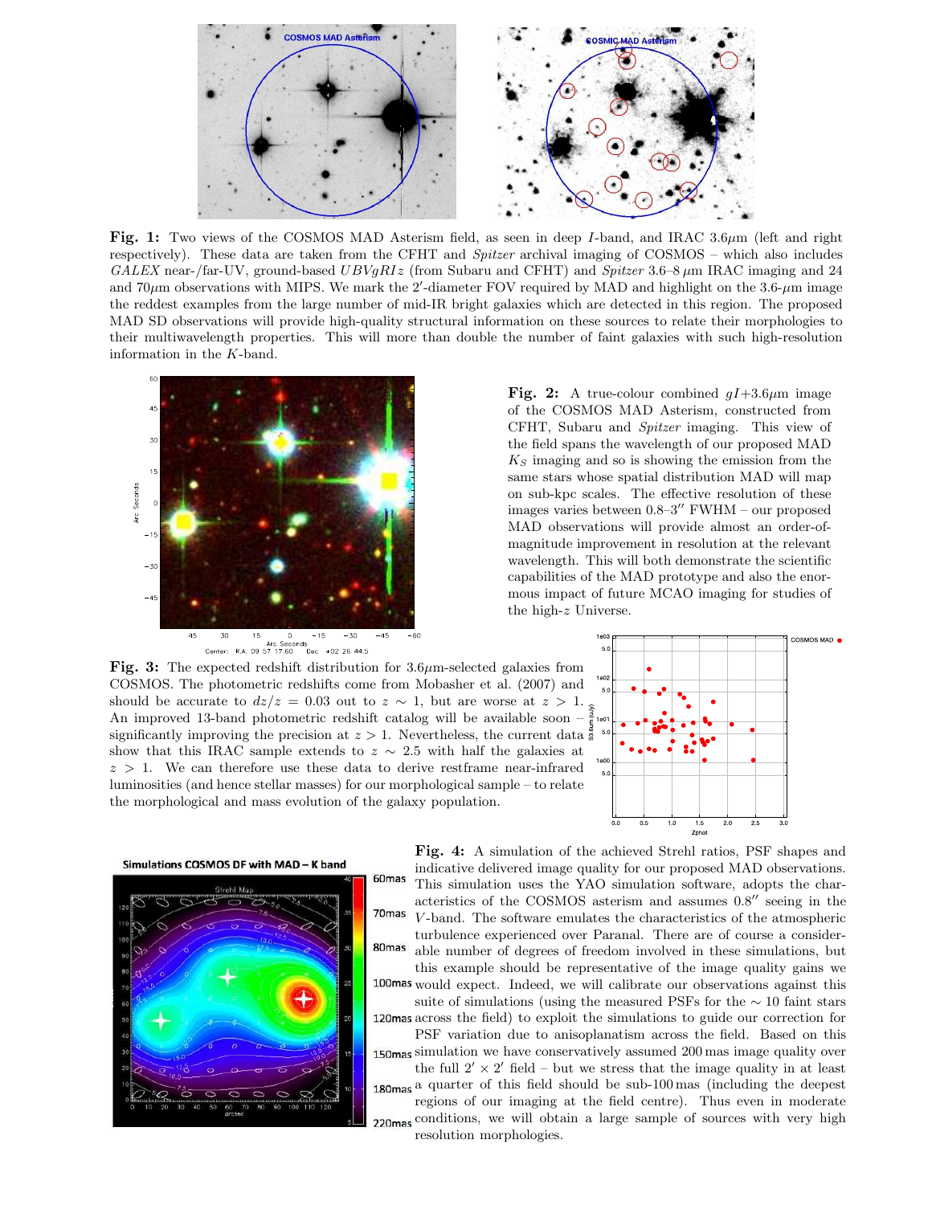COSMOS MAD Asterism

COSMIC MAD Asterism

**Fig. 1:** Two views of the COSMOS MAD Asterism field, as seen in deep $I$-band, and IRAC 3.6$\mu$m (left and right respectively). These data are taken from the CFHT and *Spitzer* archival imaging of COSMOS – which also includes *GALEX* near-/far-UV, ground-based $UBVgRIz$ (from Subaru and CFHT) and *Spitzer* 3.6–8 $\mu$m IRAC imaging and 24 and 70$\mu$m observations with MIPS. We mark the $2'$-diameter FOV required by MAD and highlight on the 3.6-$\mu$m image the reddest examples from the large number of mid-IR bright galaxies which are detected in this region. The proposed MAD SD observations will provide high-quality structural information on these sources to relate their morphologies to their multiwavelength properties. This will more than double the number of faint galaxies with such high-resolution information in the $K$-band.

Arc Seconds

Center: R.A. 09 57 17.60 Dec +02 26 44.5

**Fig. 2:** A true-colour combined $gI$+3.6$\mu$m image of the COSMOS MAD Asterism, constructed from CFHT, Subaru and *Spitzer* imaging. This view of the field spans the wavelength of our proposed MAD $K_S$ imaging and so is showing the emission from the same stars whose spatial distribution MAD will map on sub-kpc scales. The effective resolution of these images varies between 0.8–3$''$ FWHM – our proposed MAD observations will provide almost an order-of-magnitude improvement in resolution at the relevant wavelength. This will both demonstrate the scientific capabilities of the MAD prototype and also the enormous impact of future MCAO imaging for studies of the high-$z$ Universe.

COSMOS MAD

S3.6um (uJy)

Zphot

**Fig. 3:** The expected redshift distribution for 3.6$\mu$m-selected galaxies from COSMOS. The photometric redshifts come from Mobasher et al. (2007) and should be accurate to $dz/z = 0.03$ out to $z \sim 1$, but are worse at $z > 1$. An improved 13-band photometric redshift catalog will be available soon – significantly improving the precision at $z > 1$. Nevertheless, the current data show that this IRAC sample extends to $z \sim 2.5$ with half the galaxies at $z > 1$. We can therefore use these data to derive restframe near-infrared luminosities (and hence stellar masses) for our morphological sample – to relate the morphological and mass evolution of the galaxy population.

Simulations COSMOS DF with MAD – K band

Strehl Map

arcsec

60mas

70mas

80mas

100mas

120mas

150mas

180mas

220mas

**Fig. 4:** A simulation of the achieved Strehl ratios, PSF shapes and indicative delivered image quality for our proposed MAD observations. This simulation uses the YAO simulation software, adopts the characteristics of the COSMOS asterism and assumes 0.8$''$ seeing in the $V$-band. The software emulates the characteristics of the atmospheric turbulence experienced over Paranal. There are of course a considerable number of degrees of freedom involved in these simulations, but this example should be representative of the image quality gains we would expect. Indeed, we will calibrate our observations against this suite of simulations (using the measured PSFs for the $\sim 10$ faint stars across the field) to exploit the simulations to guide our correction for PSF variation due to anisoplanatism across the field. Based on this simulation we have conservatively assumed 200 mas image quality over the full $2' \times 2'$ field – but we stress that the image quality in at least a quarter of this field should be sub-100 mas (including the deepest regions of our imaging at the field centre). Thus even in moderate conditions, we will obtain a large sample of sources with very high resolution morphologies.